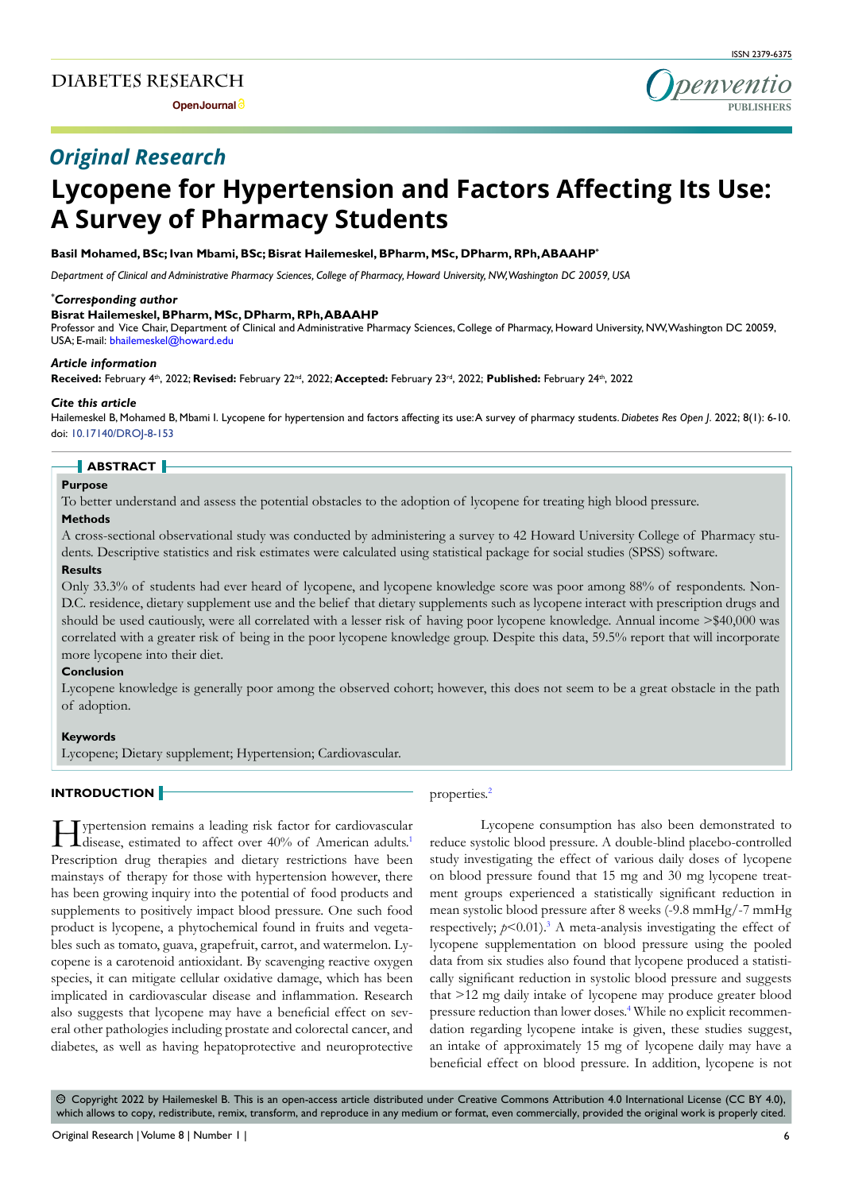*Original Research*

# Lycopene for Hypertension and Factors Affecting Its Use: A Survey of Pharmacy Students

**Basil Mohamed, BSc; Ivan Mbami, BSc; Bisrat Hailemeskel, BPharm, MSc, DPharm, RPh, ABAAHP***

*Department of Clinical and Administrative Pharmacy Sciences, College of Pharmacy, Howard University, NW, Washington DC 20059, USA*

***Corresponding author***

**Bisrat Hailemeskel, BPharm, MSc, DPharm, RPh, ABAAHP**

Professor and Vice Chair, Department of Clinical and Administrative Pharmacy Sciences, College of Pharmacy, Howard University, NW, Washington DC 20059, USA; E-mail: bhailemeskel@howard.edu

***Article information***

**Received:** February 4th, 2022; **Revised:** February 22nd, 2022; **Accepted:** February 23rd, 2022; **Published:** February 24th, 2022

***Cite this article***

Hailemeskel B, Mohamed B, Mbami I. Lycopene for hypertension and factors affecting its use: A survey of pharmacy students. *Diabetes Res Open J*. 2022; 8(1): 6-10. doi: 10.17140/DROJ-8-153

## ABSTRACT

**Purpose**

To better understand and assess the potential obstacles to the adoption of lycopene for treating high blood pressure.

**Methods**

A cross-sectional observational study was conducted by administering a survey to 42 Howard University College of Pharmacy students. Descriptive statistics and risk estimates were calculated using statistical package for social studies (SPSS) software.

**Results**

Only 33.3% of students had ever heard of lycopene, and lycopene knowledge score was poor among 88% of respondents. Non-D.C. residence, dietary supplement use and the belief that dietary supplements such as lycopene interact with prescription drugs and should be used cautiously, were all correlated with a lesser risk of having poor lycopene knowledge. Annual income >$40,000 was correlated with a greater risk of being in the poor lycopene knowledge group. Despite this data, 59.5% report that will incorporate more lycopene into their diet.

**Conclusion**

Lycopene knowledge is generally poor among the observed cohort; however, this does not seem to be a great obstacle in the path of adoption.

**Keywords**

Lycopene; Dietary supplement; Hypertension; Cardiovascular.

## INTRODUCTION

Hypertension remains a leading risk factor for cardiovascular disease, estimated to affect over 40% of American adults.[1] Prescription drug therapies and dietary restrictions have been mainstays of therapy for those with hypertension however, there has been growing inquiry into the potential of food products and supplements to positively impact blood pressure. One such food product is lycopene, a phytochemical found in fruits and vegetables such as tomato, guava, grapefruit, carrot, and watermelon. Lycopene is a carotenoid antioxidant. By scavenging reactive oxygen species, it can mitigate cellular oxidative damage, which has been implicated in cardiovascular disease and inflammation. Research also suggests that lycopene may have a beneficial effect on several other pathologies including prostate and colorectal cancer, and diabetes, as well as having hepatoprotective and neuroprotective properties.[2]

Lycopene consumption has also been demonstrated to reduce systolic blood pressure. A double-blind placebo-controlled study investigating the effect of various daily doses of lycopene on blood pressure found that 15 mg and 30 mg lycopene treatment groups experienced a statistically significant reduction in mean systolic blood pressure after 8 weeks (-9.8 mmHg/-7 mmHg respectively; $p<0.01$).[3] A meta-analysis investigating the effect of lycopene supplementation on blood pressure using the pooled data from six studies also found that lycopene produced a statistically significant reduction in systolic blood pressure and suggests that >12 mg daily intake of lycopene may produce greater blood pressure reduction than lower doses.[4] While no explicit recommendation regarding lycopene intake is given, these studies suggest, an intake of approximately 15 mg of lycopene daily may have a beneficial effect on blood pressure. In addition, lycopene is not

© Copyright 2022 by Hailemeskel B. This is an open-access article distributed under Creative Commons Attribution 4.0 International License (CC BY 4.0), which allows to copy, redistribute, remix, transform, and reproduce in any medium or format, even commercially, provided the original work is properly cited.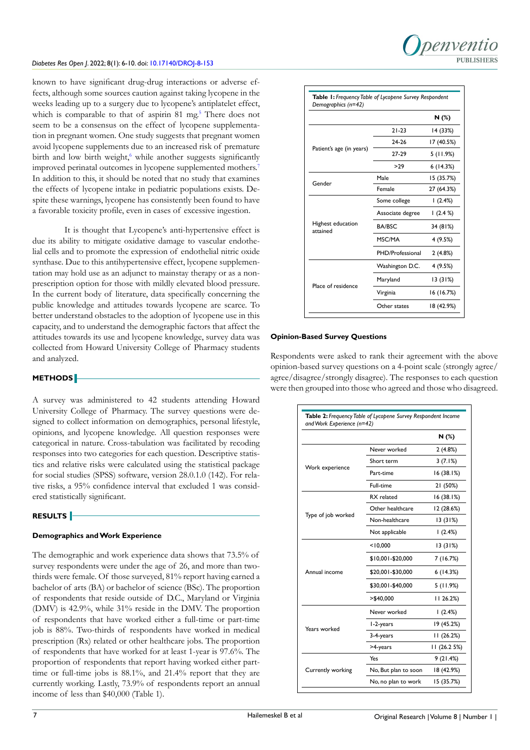known to have significant drug-drug interactions or adverse effects, although some sources caution against taking lycopene in the weeks leading up to a surgery due to lycopene's antiplatelet effect, which is comparable to that of aspirin 81 mg.[5] There does not seem to be a consensus on the effect of lycopene supplementation in pregnant women. One study suggests that pregnant women avoid lycopene supplements due to an increased risk of premature birth and low birth weight,[6] while another suggests significantly improved perinatal outcomes in lycopene supplemented mothers.[7] In addition to this, it should be noted that no study that examines the effects of lycopene intake in pediatric populations exists. Despite these warnings, lycopene has consistently been found to have a favorable toxicity profile, even in cases of excessive ingestion.

It is thought that Lycopene's anti-hypertensive effect is due its ability to mitigate oxidative damage to vascular endothelial cells and to promote the expression of endothelial nitric oxide synthase. Due to this antihypertensive effect, lycopene supplementation may hold use as an adjunct to mainstay therapy or as a non-prescription option for those with mildly elevated blood pressure. In the current body of literature, data specifically concerning the public knowledge and attitudes towards lycopene are scarce. To better understand obstacles to the adoption of lycopene use in this capacity, and to understand the demographic factors that affect the attitudes towards its use and lycopene knowledge, survey data was collected from Howard University College of Pharmacy students and analyzed.

## METHODS

A survey was administered to 42 students attending Howard University College of Pharmacy. The survey questions were designed to collect information on demographics, personal lifestyle, opinions, and lycopene knowledge. All question responses were categorical in nature. Cross-tabulation was facilitated by recoding responses into two categories for each question. Descriptive statistics and relative risks were calculated using the statistical package for social studies (SPSS) software, version 28.0.1.0 (142). For relative risks, a 95% confidence interval that excluded 1 was considered statistically significant.

## RESULTS

### Demographics and Work Experience

The demographic and work experience data shows that 73.5% of survey respondents were under the age of 26, and more than two-thirds were female. Of those surveyed, 81% report having earned a bachelor of arts (BA) or bachelor of science (BSc). The proportion of respondents that reside outside of D.C., Maryland or Virginia (DMV) is 42.9%, while 31% reside in the DMV. The proportion of respondents that have worked either a full-time or part-time job is 88%. Two-thirds of respondents have worked in medical prescription (Rx) related or other healthcare jobs. The proportion of respondents that have worked for at least 1-year is 97.6%. The proportion of respondents that report having earned either part-time or full-time jobs is 88.1%, and 21.4% report that they are currently working. Lastly, 73.9% of respondents report an annual income of less than $40,000 (Table 1).

**Table 1:** *Frequency Table of Lycopene Survey Respondent Demographics (n=42)*

| | | N (%) |
|---|---|---|
| Patient's age (in years) | 21-23 | 14 (33%) |
| | 24-26 | 17 (40.5%) |
| | 27-29 | 5 (11.9%) |
| | >29 | 6 (14.3%) |
| Gender | Male | 15 (35.7%) |
| | Female | 27 (64.3%) |
| Highest education attained | Some college | 1 (2.4%) |
| | Associate degree | 1 (2.4 %) |
| | BA/BSC | 34 (81%) |
| | MSC/MA | 4 (9.5%) |
| | PHD/Professional | 2 (4.8%) |
| Place of residence | Washington D.C. | 4 (9.5%) |
| | Maryland | 13 (31%) |
| | Virginia | 16 (16.7%) |
| | Other states | 18 (42.9%) |

### Opinion-Based Survey Questions

Respondents were asked to rank their agreement with the above opinion-based survey questions on a 4-point scale (strongly agree/agree/disagree/strongly disagree). The responses to each question were then grouped into those who agreed and those who disagreed.

**Table 2:** *Frequency Table of Lycopene Survey Respondent Income and Work Experience (n=42)*

| | | N (%) |
|---|---|---|
| Work experience | Never worked | 2 (4.8%) |
| | Short term | 3 (7.1%) |
| | Part-time | 16 (38.1%) |
| | Full-time | 21 (50%) |
| Type of job worked | RX related | 16 (38.1%) |
| | Other healthcare | 12 (28.6%) |
| | Non-healthcare | 13 (31%) |
| | Not applicable | 1 (2.4%) |
| Annual income | <10,000 | 13 (31%) |
| | $10,001-$20,000 | 7 (16.7%) |
| | $20,001-$30,000 | 6 (14.3%) |
| | $30,001-$40,000 | 5 (11.9%) |
| | >$40,000 | 11 26.2%) |
| Years worked | Never worked | 1 (2.4%) |
| | 1-2-years | 19 (45.2%) |
| | 3-4-years | 11 (26.2%) |
| | >4-years | 11 (26.2 5%) |
| Currently working | Yes | 9 (21.4%) |
| | No, But plan to soon | 18 (42.9%) |
| | No, no plan to work | 15 (35.7%) |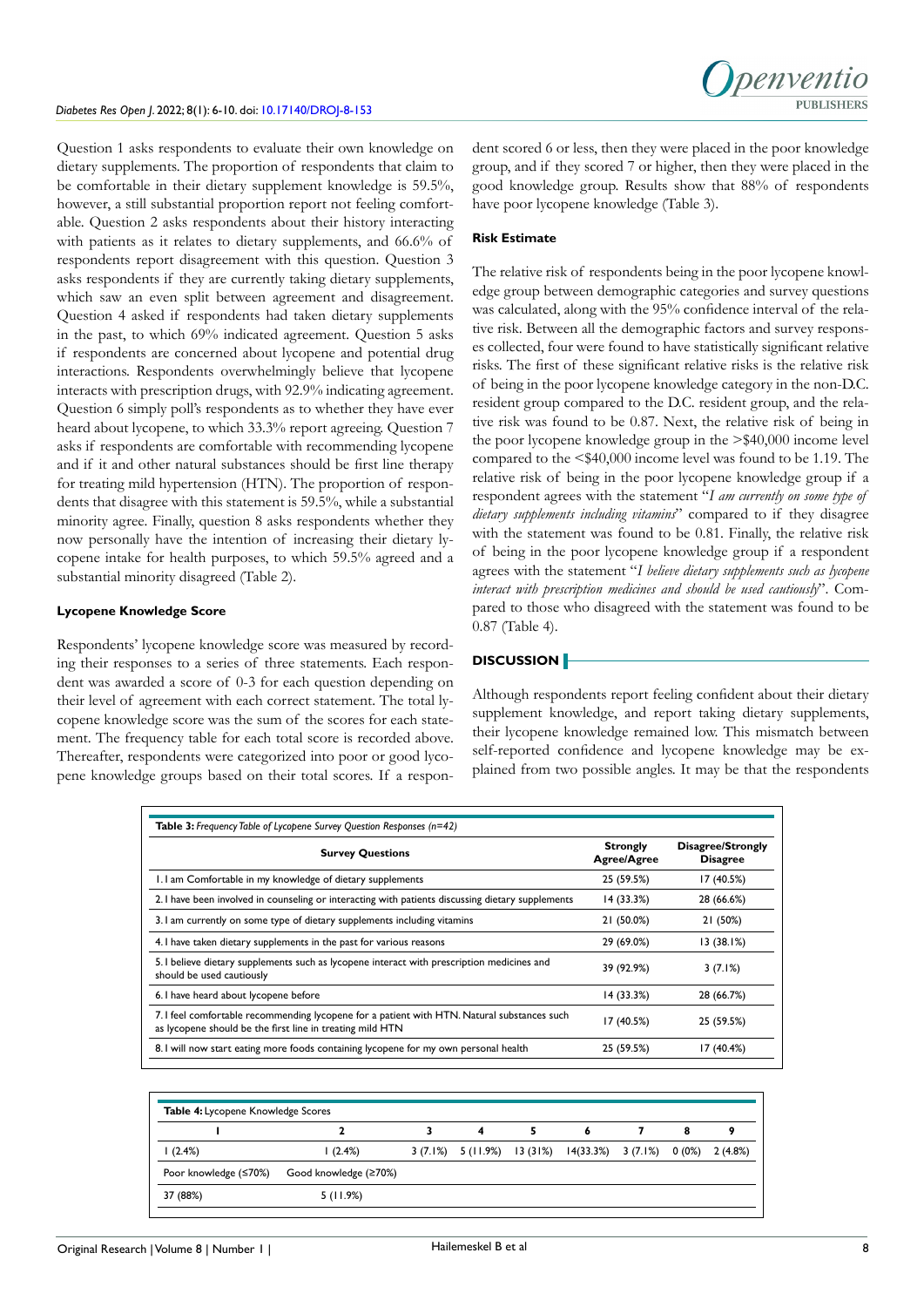Question 1 asks respondents to evaluate their own knowledge on dietary supplements. The proportion of respondents that claim to be comfortable in their dietary supplement knowledge is 59.5%, however, a still substantial proportion report not feeling comfortable. Question 2 asks respondents about their history interacting with patients as it relates to dietary supplements, and 66.6% of respondents report disagreement with this question. Question 3 asks respondents if they are currently taking dietary supplements, which saw an even split between agreement and disagreement. Question 4 asked if respondents had taken dietary supplements in the past, to which 69% indicated agreement. Question 5 asks if respondents are concerned about lycopene and potential drug interactions. Respondents overwhelmingly believe that lycopene interacts with prescription drugs, with 92.9% indicating agreement. Question 6 simply poll's respondents as to whether they have ever heard about lycopene, to which 33.3% report agreeing. Question 7 asks if respondents are comfortable with recommending lycopene and if it and other natural substances should be first line therapy for treating mild hypertension (HTN). The proportion of respondents that disagree with this statement is 59.5%, while a substantial minority agree. Finally, question 8 asks respondents whether they now personally have the intention of increasing their dietary lycopene intake for health purposes, to which 59.5% agreed and a substantial minority disagreed (Table 2).

**Lycopene Knowledge Score**

Respondents' lycopene knowledge score was measured by recording their responses to a series of three statements. Each respondent was awarded a score of 0-3 for each question depending on their level of agreement with each correct statement. The total lycopene knowledge score was the sum of the scores for each statement. The frequency table for each total score is recorded above. Thereafter, respondents were categorized into poor or good lycopene knowledge groups based on their total scores. If a respondent scored 6 or less, then they were placed in the poor knowledge group, and if they scored 7 or higher, then they were placed in the good knowledge group. Results show that 88% of respondents have poor lycopene knowledge (Table 3).

**Risk Estimate**

The relative risk of respondents being in the poor lycopene knowledge group between demographic categories and survey questions was calculated, along with the 95% confidence interval of the relative risk. Between all the demographic factors and survey responses collected, four were found to have statistically significant relative risks. The first of these significant relative risks is the relative risk of being in the poor lycopene knowledge category in the non-D.C. resident group compared to the D.C. resident group, and the relative risk was found to be 0.87. Next, the relative risk of being in the poor lycopene knowledge group in the >$40,000 income level compared to the <$40,000 income level was found to be 1.19. The relative risk of being in the poor lycopene knowledge group if a respondent agrees with the statement "*I am currently on some type of dietary supplements including vitamins*" compared to if they disagree with the statement was found to be 0.81. Finally, the relative risk of being in the poor lycopene knowledge group if a respondent agrees with the statement "*I believe dietary supplements such as lycopene interact with prescription medicines and should be used cautiously*". Compared to those who disagreed with the statement was found to be 0.87 (Table 4).

## DISCUSSION

Although respondents report feeling confident about their dietary supplement knowledge, and report taking dietary supplements, their lycopene knowledge remained low. This mismatch between self-reported confidence and lycopene knowledge may be explained from two possible angles. It may be that the respondents

**Table 3:** *Frequency Table of Lycopene Survey Question Responses (n=42)*

| Survey Questions | Strongly Agree/Agree | Disagree/Strongly Disagree |
|---|---|---|
| 1. I am Comfortable in my knowledge of dietary supplements | 25 (59.5%) | 17 (40.5%) |
| 2. I have been involved in counseling or interacting with patients discussing dietary supplements | 14 (33.3%) | 28 (66.6%) |
| 3. I am currently on some type of dietary supplements including vitamins | 21 (50.0%) | 21 (50%) |
| 4. I have taken dietary supplements in the past for various reasons | 29 (69.0%) | 13 (38.1%) |
| 5. I believe dietary supplements such as lycopene interact with prescription medicines and should be used cautiously | 39 (92.9%) | 3 (7.1%) |
| 6. I have heard about lycopene before | 14 (33.3%) | 28 (66.7%) |
| 7. I feel comfortable recommending lycopene for a patient with HTN. Natural substances such as lycopene should be the first line in treating mild HTN | 17 (40.5%) | 25 (59.5%) |
| 8. I will now start eating more foods containing lycopene for my own personal health | 25 (59.5%) | 17 (40.4%) |

**Table 4:** Lycopene Knowledge Scores

| 1 | 2 | 3 | 4 | 5 | 6 | 7 | 8 | 9 |
|---|---|---|---|---|---|---|---|---|
| 1 (2.4%) | 1 (2.4%) | 3 (7.1%) | 5 (11.9%) | 13 (31%) | 14(33.3%) | 3 (7.1%) | 0 (0%) | 2 (4.8%) |
| Poor knowledge (≤70%) | Good knowledge (≥70%) | | | | | | | |
| 37 (88%) | 5 (11.9%) | | | | | | | |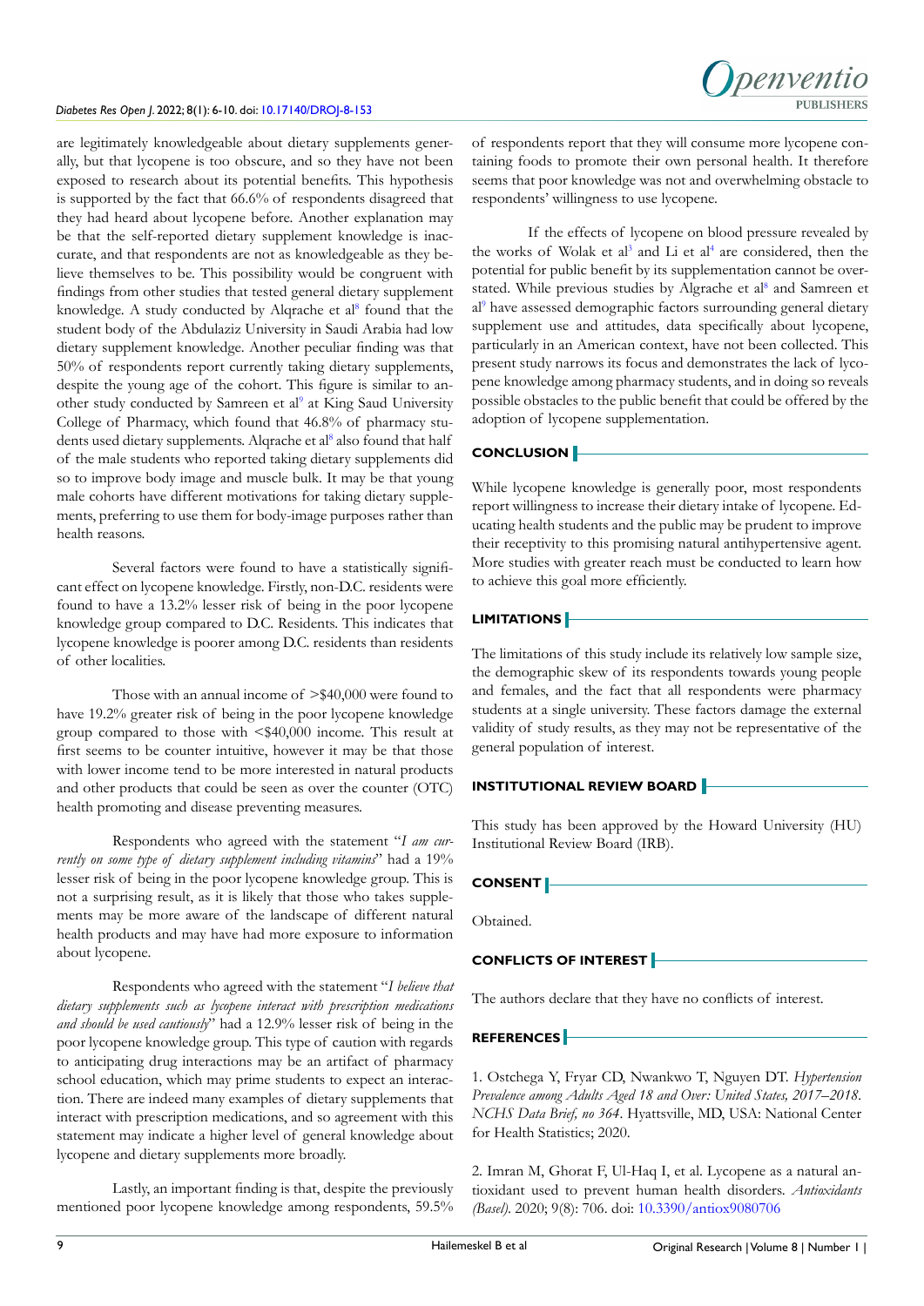are legitimately knowledgeable about dietary supplements generally, but that lycopene is too obscure, and so they have not been exposed to research about its potential benefits. This hypothesis is supported by the fact that 66.6% of respondents disagreed that they had heard about lycopene before. Another explanation may be that the self-reported dietary supplement knowledge is inaccurate, and that respondents are not as knowledgeable as they believe themselves to be. This possibility would be congruent with findings from other studies that tested general dietary supplement knowledge. A study conducted by Alqrache et al[8] found that the student body of the Abdulaziz University in Saudi Arabia had low dietary supplement knowledge. Another peculiar finding was that 50% of respondents report currently taking dietary supplements, despite the young age of the cohort. This figure is similar to another study conducted by Samreen et al[9] at King Saud University College of Pharmacy, which found that 46.8% of pharmacy students used dietary supplements. Alqrache et al[8] also found that half of the male students who reported taking dietary supplements did so to improve body image and muscle bulk. It may be that young male cohorts have different motivations for taking dietary supplements, preferring to use them for body-image purposes rather than health reasons.

Several factors were found to have a statistically significant effect on lycopene knowledge. Firstly, non-D.C. residents were found to have a 13.2% lesser risk of being in the poor lycopene knowledge group compared to D.C. Residents. This indicates that lycopene knowledge is poorer among D.C. residents than residents of other localities.

Those with an annual income of >$40,000 were found to have 19.2% greater risk of being in the poor lycopene knowledge group compared to those with <$40,000 income. This result at first seems to be counter intuitive, however it may be that those with lower income tend to be more interested in natural products and other products that could be seen as over the counter (OTC) health promoting and disease preventing measures.

Respondents who agreed with the statement "*I am currently on some type of dietary supplement including vitamins*" had a 19% lesser risk of being in the poor lycopene knowledge group. This is not a surprising result, as it is likely that those who takes supplements may be more aware of the landscape of different natural health products and may have had more exposure to information about lycopene.

Respondents who agreed with the statement "*I believe that dietary supplements such as lycopene interact with prescription medications and should be used cautiously*" had a 12.9% lesser risk of being in the poor lycopene knowledge group. This type of caution with regards to anticipating drug interactions may be an artifact of pharmacy school education, which may prime students to expect an interaction. There are indeed many examples of dietary supplements that interact with prescription medications, and so agreement with this statement may indicate a higher level of general knowledge about lycopene and dietary supplements more broadly.

Lastly, an important finding is that, despite the previously mentioned poor lycopene knowledge among respondents, 59.5% of respondents report that they will consume more lycopene containing foods to promote their own personal health. It therefore seems that poor knowledge was not and overwhelming obstacle to respondents' willingness to use lycopene.

If the effects of lycopene on blood pressure revealed by the works of Wolak et al[3] and Li et al[4] are considered, then the potential for public benefit by its supplementation cannot be overstated. While previous studies by Algrache et al[8] and Samreen et al[9] have assessed demographic factors surrounding general dietary supplement use and attitudes, data specifically about lycopene, particularly in an American context, have not been collected. This present study narrows its focus and demonstrates the lack of lycopene knowledge among pharmacy students, and in doing so reveals possible obstacles to the public benefit that could be offered by the adoption of lycopene supplementation.

## CONCLUSION

While lycopene knowledge is generally poor, most respondents report willingness to increase their dietary intake of lycopene. Educating health students and the public may be prudent to improve their receptivity to this promising natural antihypertensive agent. More studies with greater reach must be conducted to learn how to achieve this goal more efficiently.

## LIMITATIONS

The limitations of this study include its relatively low sample size, the demographic skew of its respondents towards young people and females, and the fact that all respondents were pharmacy students at a single university. These factors damage the external validity of study results, as they may not be representative of the general population of interest.

## INSTITUTIONAL REVIEW BOARD

This study has been approved by the Howard University (HU) Institutional Review Board (IRB).

## CONSENT

Obtained.

## CONFLICTS OF INTEREST

The authors declare that they have no conflicts of interest.

## REFERENCES

1. Ostchega Y, Fryar CD, Nwankwo T, Nguyen DT. *Hypertension Prevalence among Adults Aged 18 and Over: United States, 2017–2018. NCHS Data Brief, no 364*. Hyattsville, MD, USA: National Center for Health Statistics; 2020.

2. Imran M, Ghorat F, Ul-Haq I, et al. Lycopene as a natural antioxidant used to prevent human health disorders. *Antioxidants (Basel)*. 2020; 9(8): 706. doi: 10.3390/antiox9080706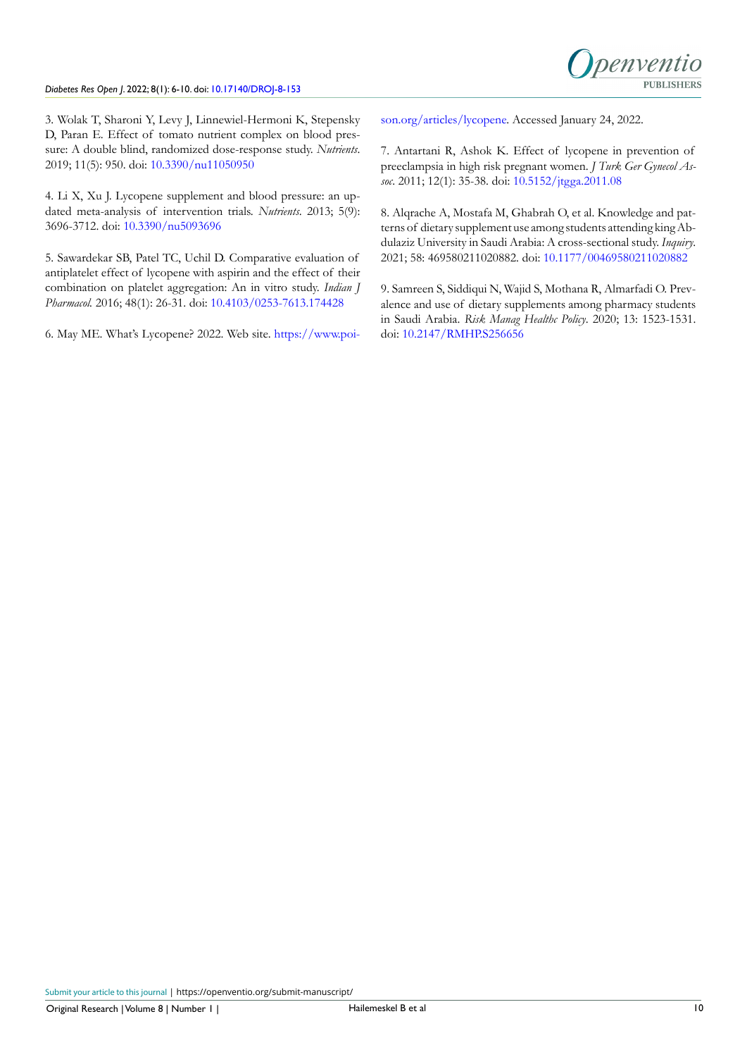3. Wolak T, Sharoni Y, Levy J, Linnewiel-Hermoni K, Stepensky D, Paran E. Effect of tomato nutrient complex on blood pressure: A double blind, randomized dose-response study. *Nutrients*. 2019; 11(5): 950. doi: 10.3390/nu11050950

4. Li X, Xu J. Lycopene supplement and blood pressure: an updated meta-analysis of intervention trials. *Nutrients*. 2013; 5(9): 3696-3712. doi: 10.3390/nu5093696

5. Sawardekar SB, Patel TC, Uchil D. Comparative evaluation of antiplatelet effect of lycopene with aspirin and the effect of their combination on platelet aggregation: An in vitro study. *Indian J Pharmacol*. 2016; 48(1): 26-31. doi: 10.4103/0253-7613.174428

6. May ME. What's Lycopene? 2022. Web site. https://www.poison.org/articles/lycopene. Accessed January 24, 2022.

7. Antartani R, Ashok K. Effect of lycopene in prevention of preeclampsia in high risk pregnant women. *J Turk Ger Gynecol Assoc*. 2011; 12(1): 35-38. doi: 10.5152/jtgga.2011.08

8. Alqrache A, Mostafa M, Ghabrah O, et al. Knowledge and patterns of dietary supplement use among students attending king Abdulaziz University in Saudi Arabia: A cross-sectional study. *Inquiry*. 2021; 58: 469580211020882. doi: 10.1177/00469580211020882

9. Samreen S, Siddiqui N, Wajid S, Mothana R, Almarfadi O. Prevalence and use of dietary supplements among pharmacy students in Saudi Arabia. *Risk Manag Healthc Policy*. 2020; 13: 1523-1531. doi: 10.2147/RMHP.S256656